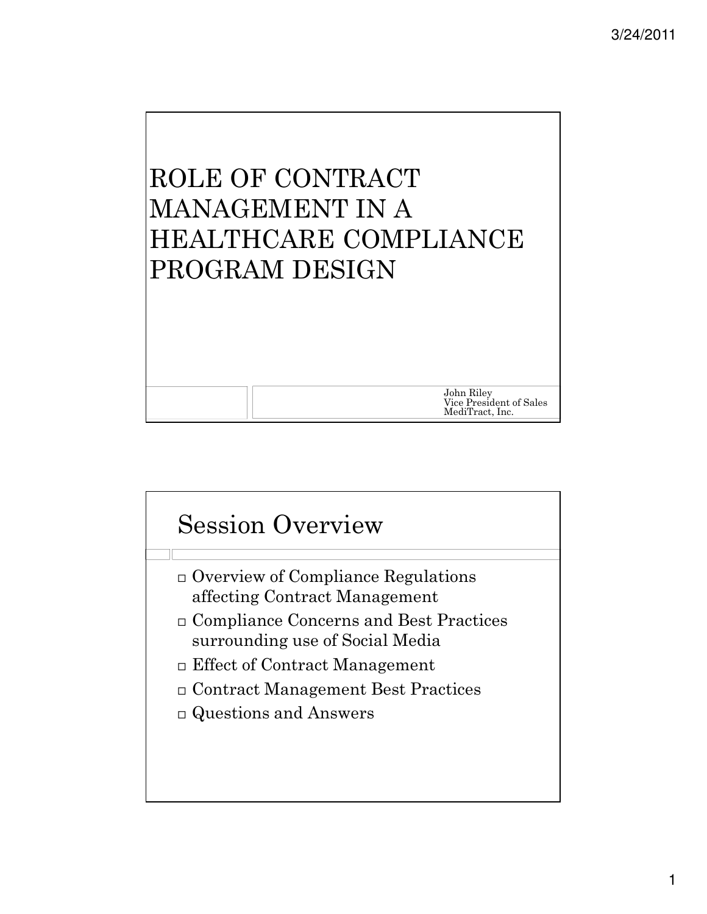# ROLE OF CONTRACT MANAGEMENT IN A HEALTHCARE COMPLIANCE PROGRAM DESIGN

John Riley
Vice President of Sales
MediTract, Inc.

## Session Overview

- Overview of Compliance Regulations affecting Contract Management
- Compliance Concerns and Best Practices surrounding use of Social Media
- Effect of Contract Management
- Contract Management Best Practices
- Questions and Answers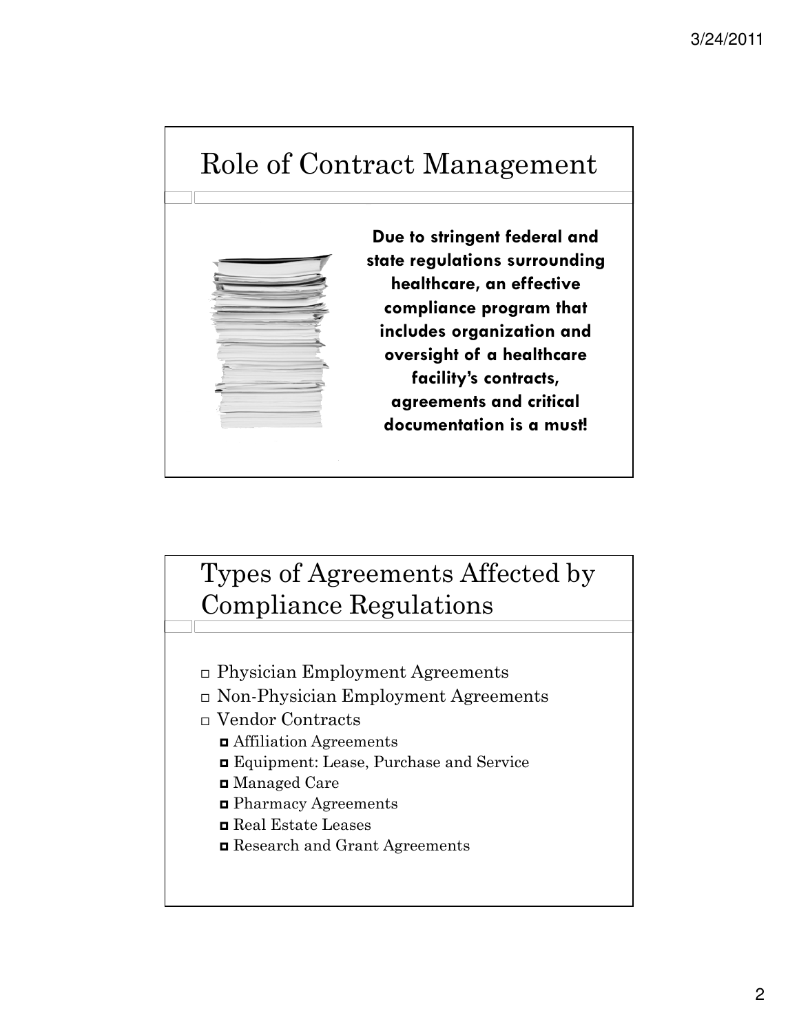## Role of Contract Management

**Due to stringent federal and state regulations surrounding healthcare, an effective compliance program that includes organization and oversight of a healthcare facility's contracts, agreements and critical documentation is a must!**

## Types of Agreements Affected by Compliance Regulations

- Physician Employment Agreements
- Non-Physician Employment Agreements
- Vendor Contracts
  - Affiliation Agreements
  - Equipment: Lease, Purchase and Service
  - Managed Care
  - Pharmacy Agreements
  - Real Estate Leases
  - Research and Grant Agreements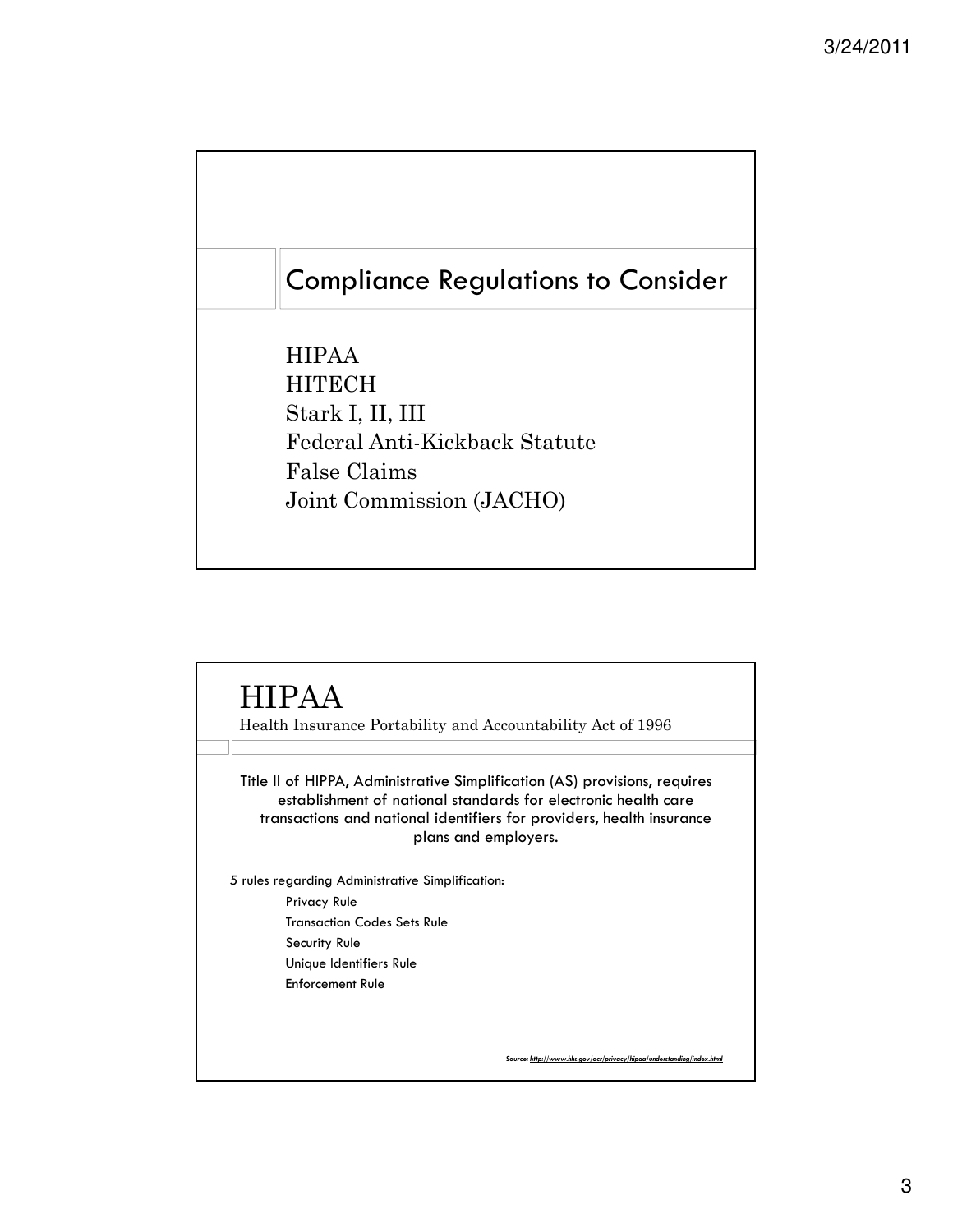## Compliance Regulations to Consider

HIPAA
HITECH
Stark I, II, III
Federal Anti-Kickback Statute
False Claims
Joint Commission (JACHO)

## HIPAA

Health Insurance Portability and Accountability Act of 1996

Title II of HIPPA, Administrative Simplification (AS) provisions, requires establishment of national standards for electronic health care transactions and national identifiers for providers, health insurance plans and employers.

5 rules regarding Administrative Simplification:

- Privacy Rule
- Transaction Codes Sets Rule
- Security Rule
- Unique Identifiers Rule
- Enforcement Rule

*Source: http://www.hhs.gov/ocr/privacy/hipaa/understanding/index.html*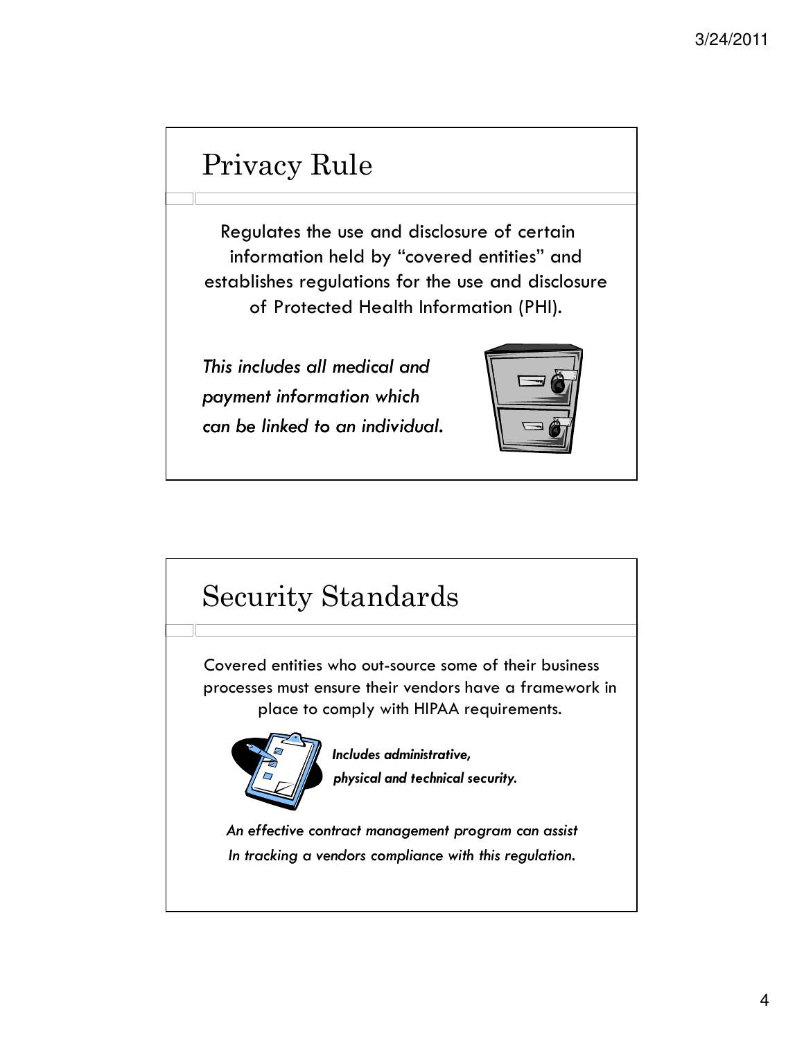## Privacy Rule

Regulates the use and disclosure of certain information held by "covered entities" and establishes regulations for the use and disclosure of Protected Health Information (PHI).

*This includes all medical and payment information which can be linked to an individual.*

## Security Standards

Covered entities who out-source some of their business processes must ensure their vendors have a framework in place to comply with HIPAA requirements.

***Includes administrative, physical and technical security.***

*An effective contract management program can assist In tracking a vendors compliance with this regulation.*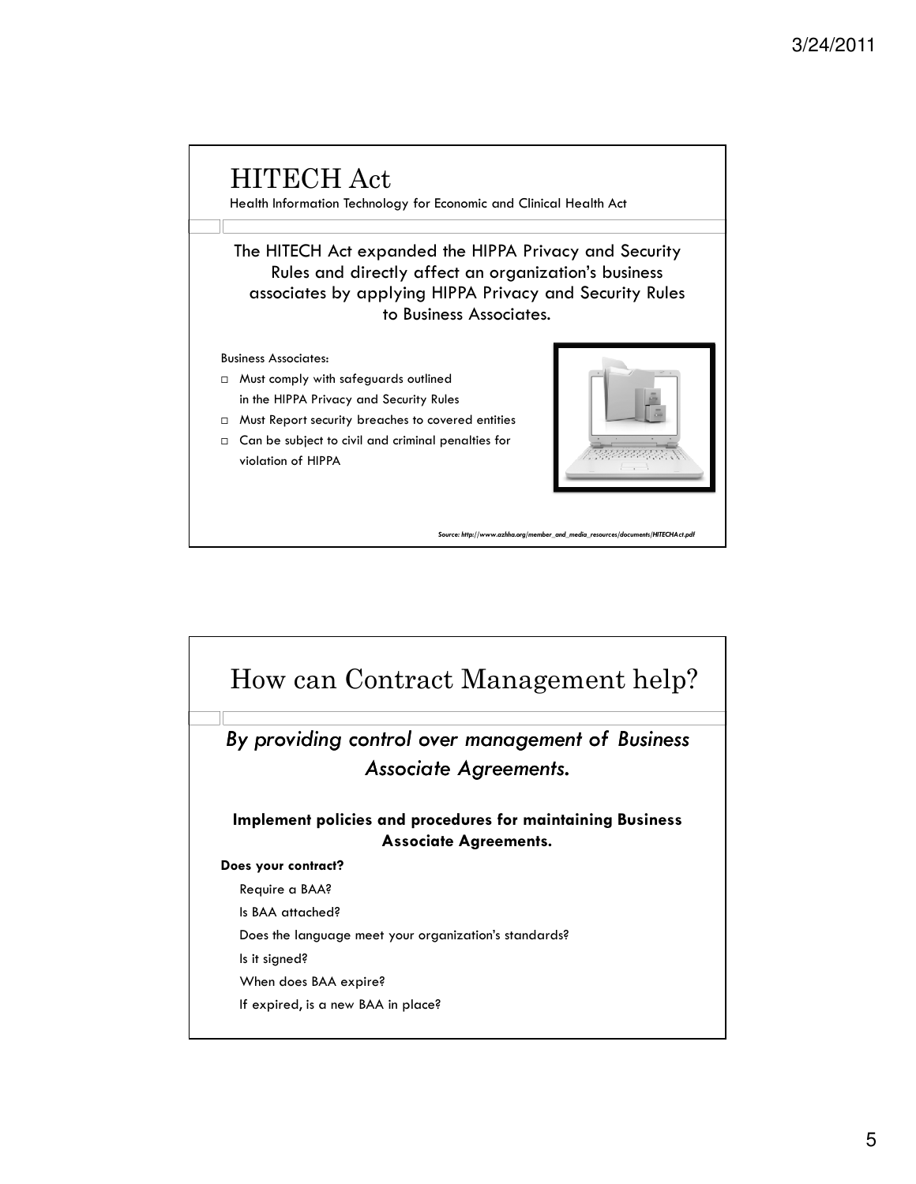# HITECH Act

Health Information Technology for Economic and Clinical Health Act

The HITECH Act expanded the HIPPA Privacy and Security Rules and directly affect an organization's business associates by applying HIPPA Privacy and Security Rules to Business Associates.

Business Associates:

- Must comply with safeguards outlined in the HIPPA Privacy and Security Rules
- Must Report security breaches to covered entities
- Can be subject to civil and criminal penalties for violation of HIPPA

*Source: http://www.azhha.org/member_and_media_resources/documents/HITECHAct.pdf*

# How can Contract Management help?

*By providing control over management of Business Associate Agreements.*

**Implement policies and procedures for maintaining Business Associate Agreements.**

**Does your contract?**

- Require a BAA?
- Is BAA attached?
- Does the language meet your organization's standards?
- Is it signed?
- When does BAA expire?
- If expired, is a new BAA in place?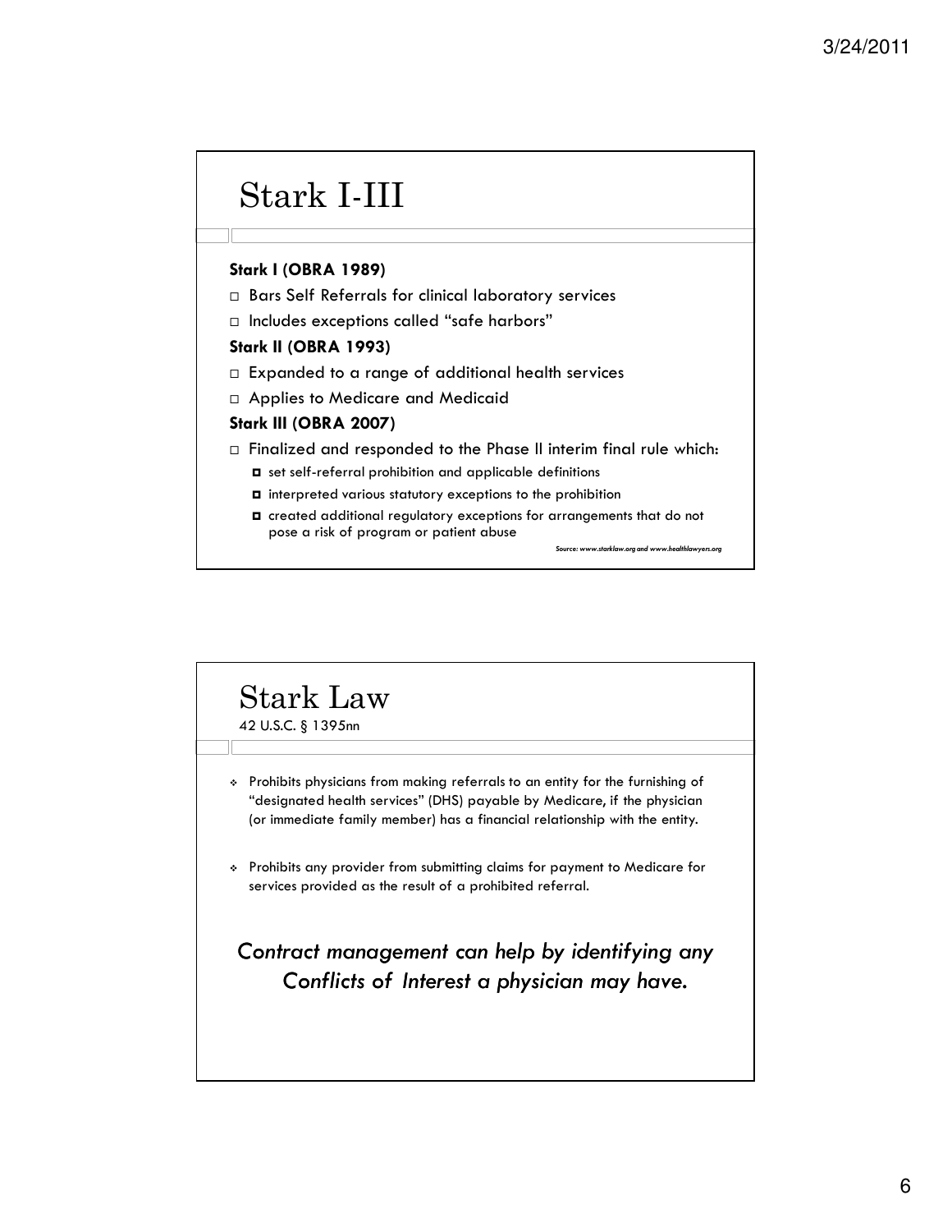# Stark I-III

**Stark I (OBRA 1989)**

- Bars Self Referrals for clinical laboratory services
- Includes exceptions called "safe harbors"

**Stark II (OBRA 1993)**

- Expanded to a range of additional health services
- Applies to Medicare and Medicaid

**Stark III (OBRA 2007)**

- Finalized and responded to the Phase II interim final rule which:
  - set self-referral prohibition and applicable definitions
  - interpreted various statutory exceptions to the prohibition
  - created additional regulatory exceptions for arrangements that do not pose a risk of program or patient abuse

*Source: www.starklaw.org and www.healthlawyers.org*

# Stark Law

42 U.S.C. § 1395nn

- Prohibits physicians from making referrals to an entity for the furnishing of "designated health services" (DHS) payable by Medicare, if the physician (or immediate family member) has a financial relationship with the entity.
- Prohibits any provider from submitting claims for payment to Medicare for services provided as the result of a prohibited referral.

*Contract management can help by identifying any Conflicts of Interest a physician may have.*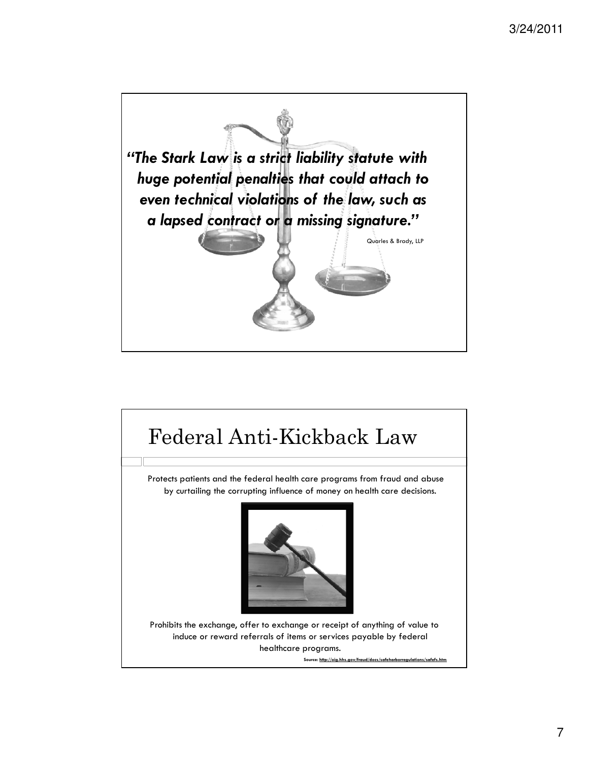*"The Stark Law is a strict liability statute with huge potential penalties that could attach to even technical violations of the law, such as a lapsed contract or a missing signature."*

Quarles & Brady, LLP

# Federal Anti-Kickback Law

Protects patients and the federal health care programs from fraud and abuse by curtailing the corrupting influence of money on health care decisions.

Prohibits the exchange, offer to exchange or receipt of anything of value to induce or reward referrals of items or services payable by federal healthcare programs.

Source: http://oig.hhs.gov/fraud/docs/safeharborregulations/safefs.htm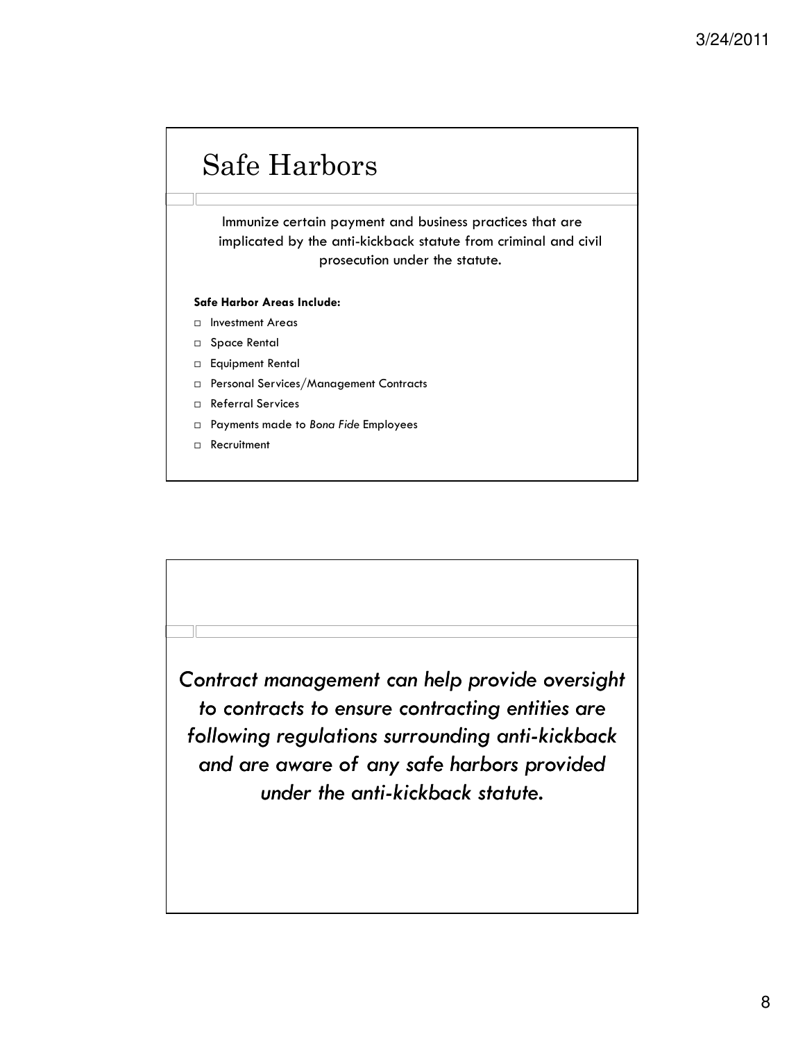# Safe Harbors

Immunize certain payment and business practices that are implicated by the anti-kickback statute from criminal and civil prosecution under the statute.

**Safe Harbor Areas Include:**

- Investment Areas
- Space Rental
- Equipment Rental
- Personal Services/Management Contracts
- Referral Services
- Payments made to *Bona Fide* Employees
- Recruitment

*Contract management can help provide oversight to contracts to ensure contracting entities are following regulations surrounding anti-kickback and are aware of any safe harbors provided under the anti-kickback statute.*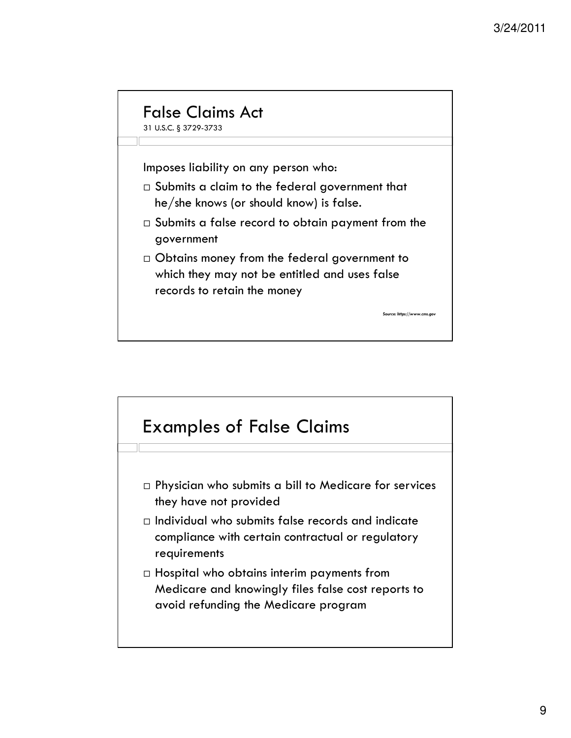## False Claims Act

31 U.S.C. § 3729-3733

Imposes liability on any person who:

- Submits a claim to the federal government that he/she knows (or should know) is false.
- Submits a false record to obtain payment from the government
- Obtains money from the federal government to which they may not be entitled and uses false records to retain the money

*Source: https://www.cms.gov*

## Examples of False Claims

- Physician who submits a bill to Medicare for services they have not provided
- Individual who submits false records and indicate compliance with certain contractual or regulatory requirements
- Hospital who obtains interim payments from Medicare and knowingly files false cost reports to avoid refunding the Medicare program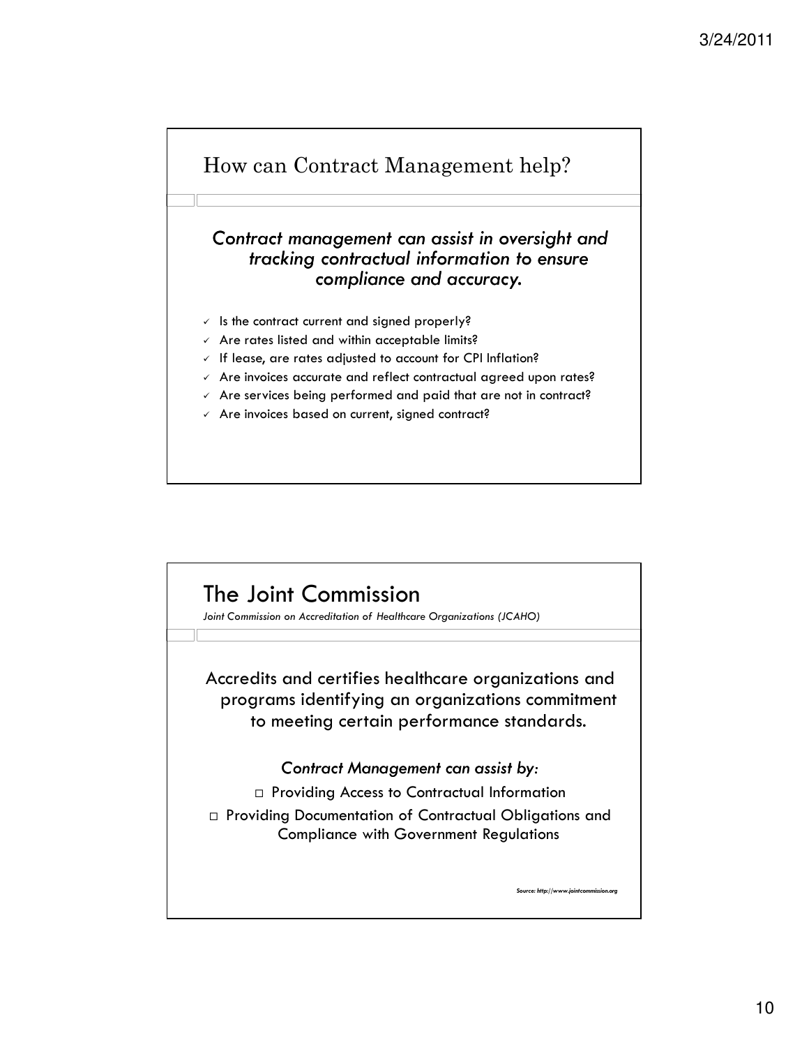## How can Contract Management help?

*Contract management can assist in oversight and tracking contractual information to ensure compliance and accuracy.*

- ✓ Is the contract current and signed properly?
- ✓ Are rates listed and within acceptable limits?
- ✓ If lease, are rates adjusted to account for CPI Inflation?
- ✓ Are invoices accurate and reflect contractual agreed upon rates?
- ✓ Are services being performed and paid that are not in contract?
- ✓ Are invoices based on current, signed contract?

## The Joint Commission

*Joint Commission on Accreditation of Healthcare Organizations (JCAHO)*

Accredits and certifies healthcare organizations and programs identifying an organizations commitment to meeting certain performance standards.

*Contract Management can assist by:*

- Providing Access to Contractual Information
- Providing Documentation of Contractual Obligations and Compliance with Government Regulations

*Source: http://www.jointcommission.org*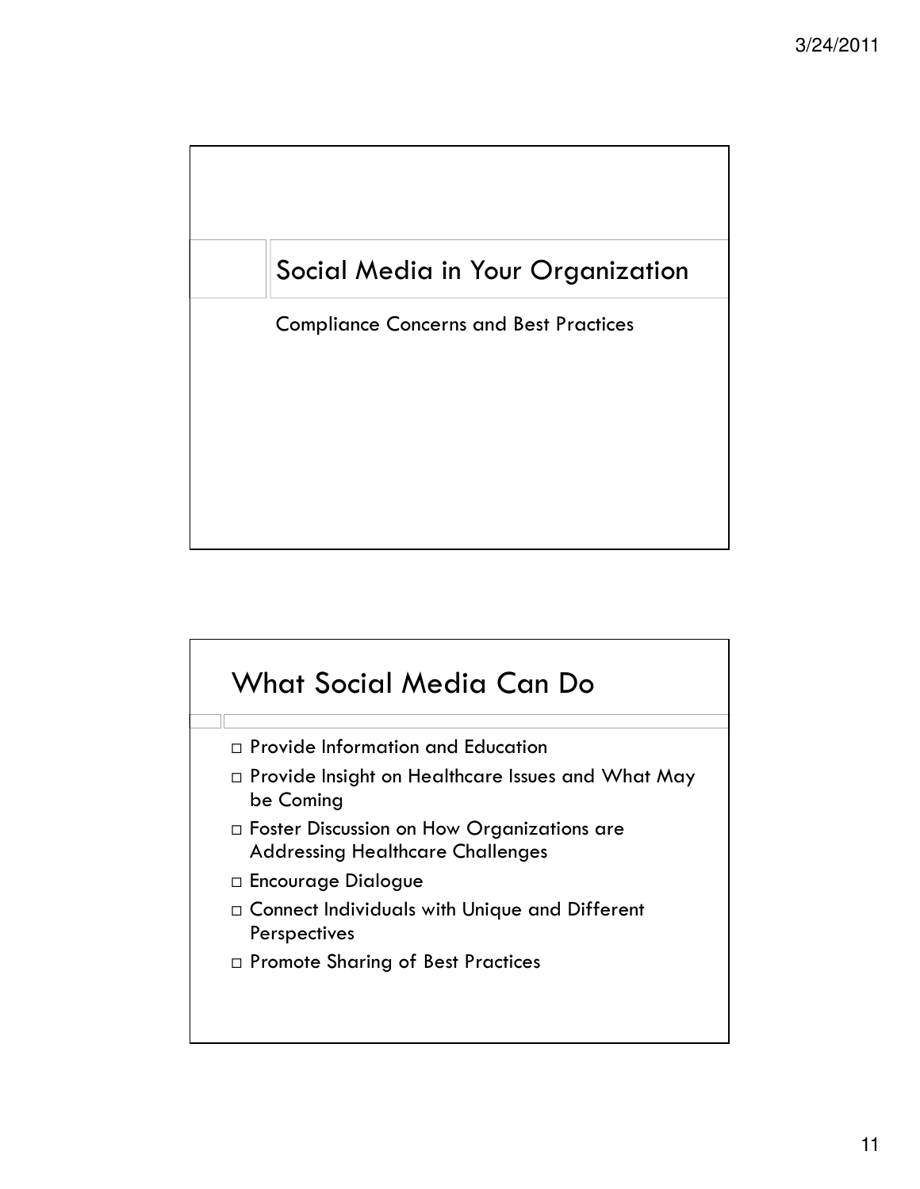# Social Media in Your Organization

Compliance Concerns and Best Practices

## What Social Media Can Do

- Provide Information and Education
- Provide Insight on Healthcare Issues and What May be Coming
- Foster Discussion on How Organizations are Addressing Healthcare Challenges
- Encourage Dialogue
- Connect Individuals with Unique and Different Perspectives
- Promote Sharing of Best Practices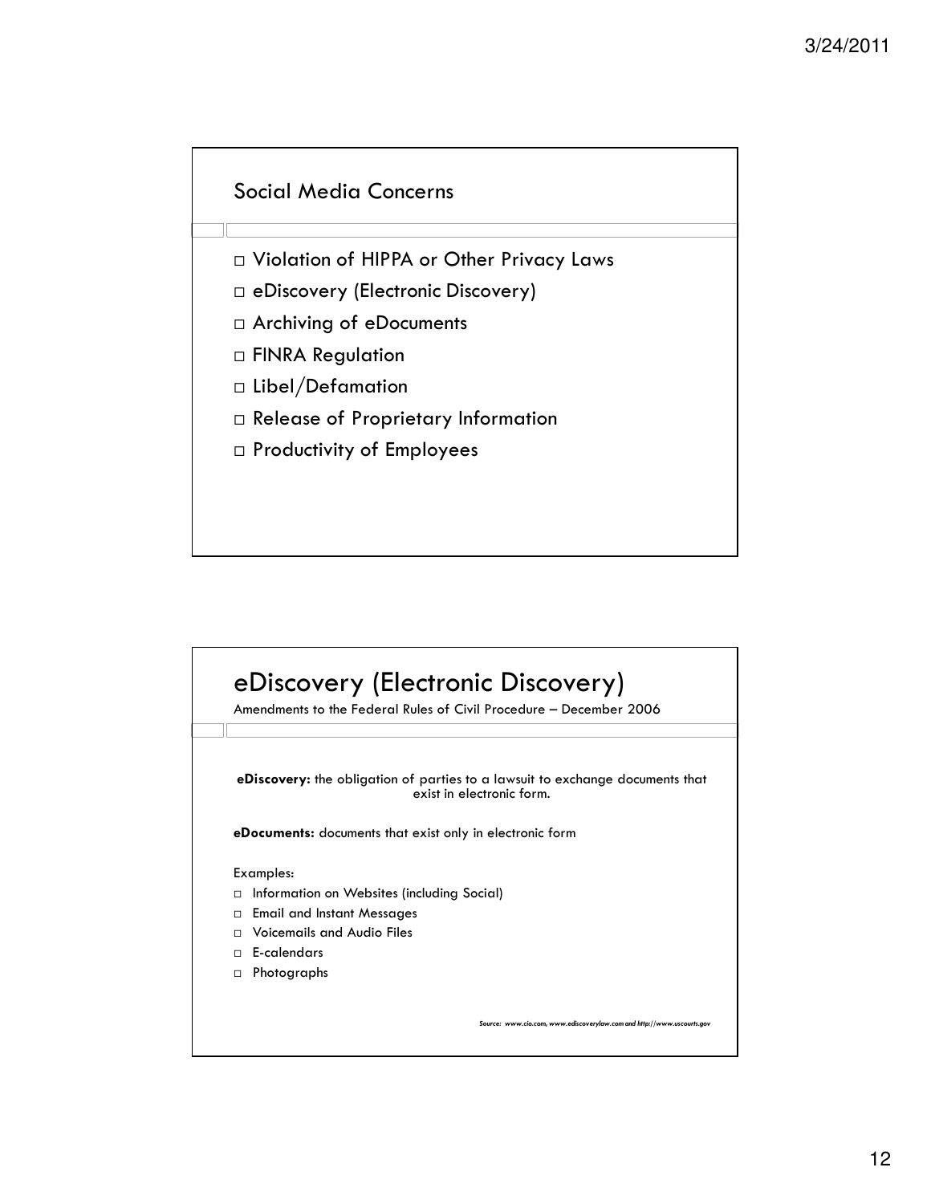## Social Media Concerns

- Violation of HIPPA or Other Privacy Laws
- eDiscovery (Electronic Discovery)
- Archiving of eDocuments
- FINRA Regulation
- Libel/Defamation
- Release of Proprietary Information
- Productivity of Employees

## eDiscovery (Electronic Discovery)

Amendments to the Federal Rules of Civil Procedure – December 2006

**eDiscovery:** the obligation of parties to a lawsuit to exchange documents that exist in electronic form.

**eDocuments:** documents that exist only in electronic form

Examples:

- Information on Websites (including Social)
- Email and Instant Messages
- Voicemails and Audio Files
- E-calendars
- Photographs

*Source: www.cio.com, www.ediscoverylaw.com and http://www.uscourts.gov*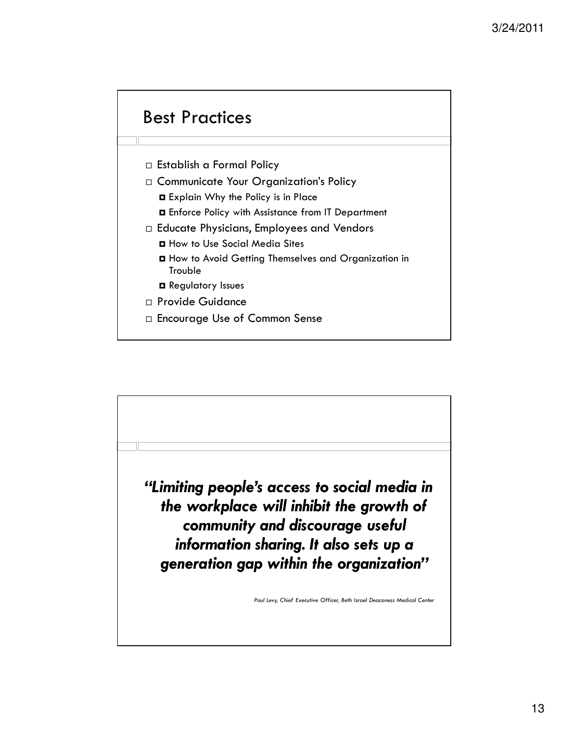## Best Practices

- Establish a Formal Policy
- Communicate Your Organization's Policy
  - Explain Why the Policy is in Place
  - Enforce Policy with Assistance from IT Department
- Educate Physicians, Employees and Vendors
  - How to Use Social Media Sites
  - How to Avoid Getting Themselves and Organization in Trouble
  - Regulatory Issues
- Provide Guidance
- Encourage Use of Common Sense

***"Limiting people's access to social media in the workplace will inhibit the growth of community and discourage useful information sharing. It also sets up a generation gap within the organization"***

*Paul Levy, Chief Executive Officer, Beth Israel Deaconess Medical Center*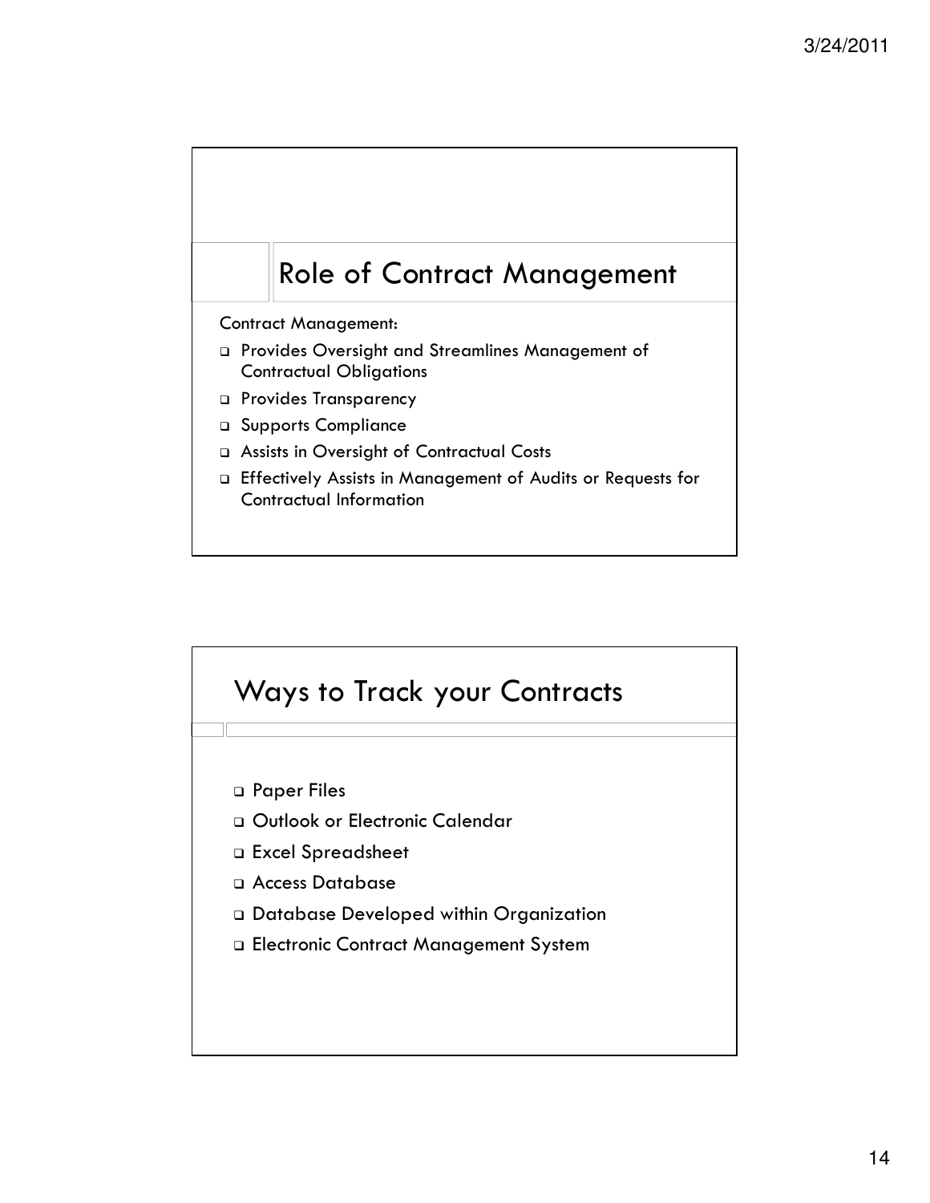## Role of Contract Management

Contract Management:

- Provides Oversight and Streamlines Management of Contractual Obligations
- Provides Transparency
- Supports Compliance
- Assists in Oversight of Contractual Costs
- Effectively Assists in Management of Audits or Requests for Contractual Information

## Ways to Track your Contracts

- Paper Files
- Outlook or Electronic Calendar
- Excel Spreadsheet
- Access Database
- Database Developed within Organization
- Electronic Contract Management System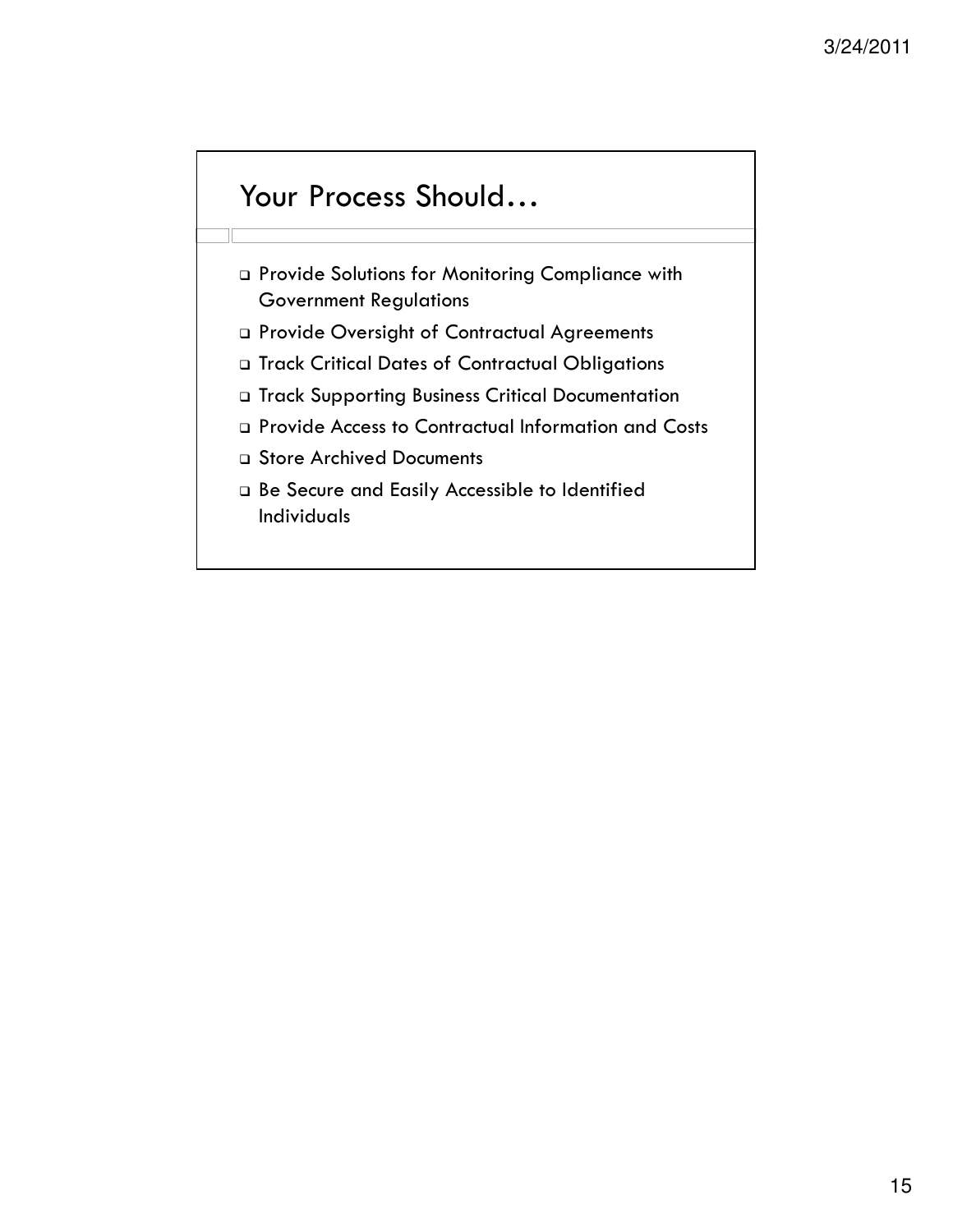## Your Process Should…

- Provide Solutions for Monitoring Compliance with Government Regulations
- Provide Oversight of Contractual Agreements
- Track Critical Dates of Contractual Obligations
- Track Supporting Business Critical Documentation
- Provide Access to Contractual Information and Costs
- Store Archived Documents
- Be Secure and Easily Accessible to Identified Individuals